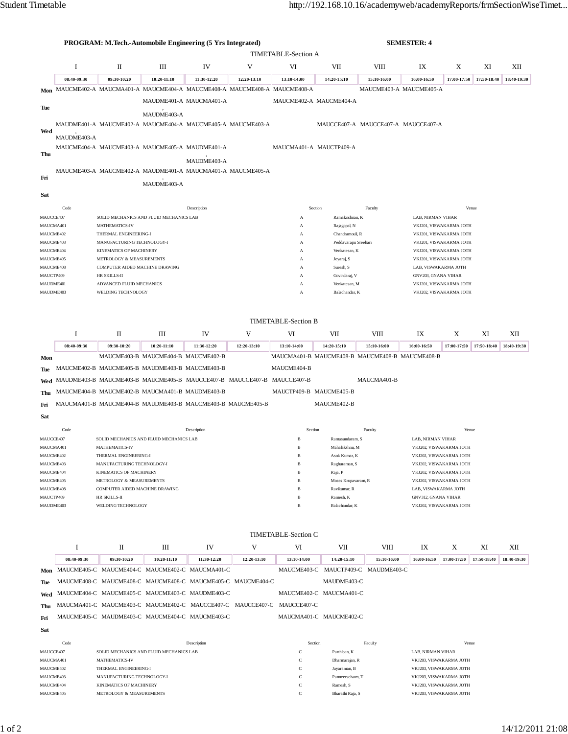**PROGRAM: M.Tech.-Automobile Engineering (5 Yrs Integrated)** **SEMESTER: 4**

## TIMETABLE-Section A

| | I | II | III | IV | V | VI | VII | VIII | IX | X | XI | XII |
|---|---|---|---|---|---|---|---|---|---|---|---|---|
| | 08:40-09:30 | 09:30-10:20 | 10:20-11:10 | 11:30-12:20 | 12:20-13:10 | 13:10-14:00 | 14:20-15:10 | 15:10-16:00 | 16:00-16:50 | 17:00-17:50 | 17:50-18:40 | 18:40-19:30 |
| **Mon** | MAUCME402-A | MAUCMA401-A | MAUCME404-A | MAUCME408-A | MAUCME408-A | MAUCME408-A | | MAUCME403-A | MAUCME405-A | | | |
| **Tue** | | | MAUDME401-A , MAUDME403-A | MAUCMA401-A | | MAUCME402-A | MAUCME404-A | | | | | |
| **Wed** | MAUDME401-A , MAUDME403-A | MAUCME402-A | MAUCME404-A | MAUCME405-A | MAUCME403-A | | MAUCCE407-A | MAUCCE407-A | MAUCCE407-A | | | |
| **Thu** | MAUCME404-A | MAUCME403-A | MAUCME405-A | MAUDME401-A , MAUDME403-A | | MAUCMA401-A | MAUCTP409-A | | | | | |
| **Fri** | MAUCME403-A | MAUCME402-A | MAUDME401-A , MAUDME403-A | MAUCMA401-A | MAUCME405-A | | | | | | | |
| **Sat** | | | | | | | | | | | | |

| Code | Description | Section | Faculty | Venue |
|---|---|---|---|---|
| MAUCCE407 | SOLID MECHANICS AND FLUID MECHANICS LAB | A | Ramakrishnan, K | LAB, NIRMAN VIHAR |
| MAUCMA401 | MATHEMATICS-IV | A | Rajagopal, N | VKJ201, VISWAKARMA JOTH |
| MAUCME402 | THERMAL ENGINEERING-I | A | Chandramouli, R | VKJ201, VISWAKARMA JOTH |
| MAUCME403 | MANUFACTURING TECHNOLOGY-I | A | Peddavarapu Sreehari | VKJ201, VISWAKARMA JOTH |
| MAUCME404 | KINEMATICS OF MACHINERY | A | Venkatesan, K | VKJ201, VISWAKARMA JOTH |
| MAUCME405 | METROLOGY & MEASUREMENTS | A | Jeyaraj, S | VKJ201, VISWAKARMA JOTH |
| MAUCME408 | COMPUTER AIDED MACHINE DRAWING | A | Suresh, S | LAB, VISWAKARMA JOTH |
| MAUCTP409 | HR SKILLS-II | A | Govindaraj, V | GNV203, GNANA VIHAR |
| MAUDME401 | ADVANCED FLUID MECHANICS | A | Venkatesan, M | VKJ201, VISWAKARMA JOTH |
| MAUDME403 | WELDING TECHNOLOGY | A | Balachandar, K | VKJ202, VISWAKARMA JOTH |

## TIMETABLE-Section B

| | I | II | III | IV | V | VI | VII | VIII | IX | X | XI | XII |
|---|---|---|---|---|---|---|---|---|---|---|---|---|
| | 08:40-09:30 | 09:30-10:20 | 10:20-11:10 | 11:30-12:20 | 12:20-13:10 | 13:10-14:00 | 14:20-15:10 | 15:10-16:00 | 16:00-16:50 | 17:00-17:50 | 17:50-18:40 | 18:40-19:30 |
| **Mon** | | MAUCME403-B | MAUCME404-B | MAUCME402-B | | MAUCMA401-B | MAUCME408-B | MAUCME408-B | MAUCME408-B | | | |
| **Tue** | MAUCME402-B | MAUCME405-B | MAUDME403-B | MAUCME403-B | | MAUCME404-B | | | | | | |
| **Wed** | MAUDME403-B | MAUCME403-B | MAUCME405-B | MAUCCE407-B | MAUCCE407-B | MAUCCE407-B | | MAUCMA401-B | | | | |
| **Thu** | MAUCME404-B | MAUCME402-B | MAUCMA401-B | MAUDME403-B | | MAUCTP409-B | MAUCME405-B | | | | | |
| **Fri** | MAUCMA401-B | MAUCME404-B | MAUDME403-B | MAUCME403-B | MAUCME405-B | | MAUCME402-B | | | | | |
| **Sat** | | | | | | | | | | | | |

| Code | Description | Section | Faculty | Venue |
|---|---|---|---|---|
| MAUCCE407 | SOLID MECHANICS AND FLUID MECHANICS LAB | B | Ramasundaram, S | LAB, NIRMAN VIHAR |
| MAUCMA401 | MATHEMATICS-IV | B | Mahalakshmi, M | VKJ202, VISWAKARMA JOTH |
| MAUCME402 | THERMAL ENGINEERING-I | B | Asok Kumar, K | VKJ202, VISWAKARMA JOTH |
| MAUCME403 | MANUFACTURING TECHNOLOGY-I | B | Raghuraman, S | VKJ202, VISWAKARMA JOTH |
| MAUCME404 | KINEMATICS OF MACHINERY | B | Raja, P | VKJ202, VISWAKARMA JOTH |
| MAUCME405 | METROLOGY & MEASUREMENTS | B | Moses Krupavaram, R | VKJ202, VISWAKARMA JOTH |
| MAUCME408 | COMPUTER AIDED MACHINE DRAWING | B | Ravikumar, R | LAB, VISWAKARMA JOTH |
| MAUCTP409 | HR SKILLS-II | B | Ramesh, K | GNV312, GNANA VIHAR |
| MAUDME403 | WELDING TECHNOLOGY | B | Balachandar, K | VKJ202, VISWAKARMA JOTH |

## TIMETABLE-Section C

| | I | II | III | IV | V | VI | VII | VIII | IX | X | XI | XII |
|---|---|---|---|---|---|---|---|---|---|---|---|---|
| | 08:40-09:30 | 09:30-10:20 | 10:20-11:10 | 11:30-12:20 | 12:20-13:10 | 13:10-14:00 | 14:20-15:10 | 15:10-16:00 | 16:00-16:50 | 17:00-17:50 | 17:50-18:40 | 18:40-19:30 |
| **Mon** | MAUCME405-C | MAUCME404-C | MAUCME402-C | MAUCMA401-C | | MAUCME403-C | MAUCTP409-C | MAUDME403-C | | | | |
| **Tue** | MAUCME408-C | MAUCME408-C | MAUCME408-C | MAUCME405-C | MAUCME404-C | | MAUDME403-C | | | | | |
| **Wed** | MAUCME404-C | MAUCME405-C | MAUCME403-C | MAUDME403-C | | MAUCME402-C | MAUCMA401-C | | | | | |
| **Thu** | MAUCMA401-C | MAUCME403-C | MAUCME402-C | MAUCCE407-C | MAUCCE407-C | MAUCCE407-C | | | | | | |
| **Fri** | MAUCME405-C | MAUDME403-C | MAUCME404-C | MAUCME403-C | | MAUCMA401-C | MAUCME402-C | | | | | |
| **Sat** | | | | | | | | | | | | |

| Code | Description | Section | Faculty | Venue |
|---|---|---|---|---|
| MAUCCE407 | SOLID MECHANICS AND FLUID MECHANICS LAB | C | Parthiban, K | LAB, NIRMAN VIHAR |
| MAUCMA401 | MATHEMATICS-IV | C | Dharmarajan, R | VKJ203, VISWAKARMA JOTH |
| MAUCME402 | THERMAL ENGINEERING-I | C | Jayaraman, B | VKJ203, VISWAKARMA JOTH |
| MAUCME403 | MANUFACTURING TECHNOLOGY-I | C | Panneerselvam, T | VKJ203, VISWAKARMA JOTH |
| MAUCME404 | KINEMATICS OF MACHINERY | C | Ramesh, S | VKJ203, VISWAKARMA JOTH |
| MAUCME405 | METROLOGY & MEASUREMENTS | C | Bharathi Raja, S | VKJ203, VISWAKARMA JOTH |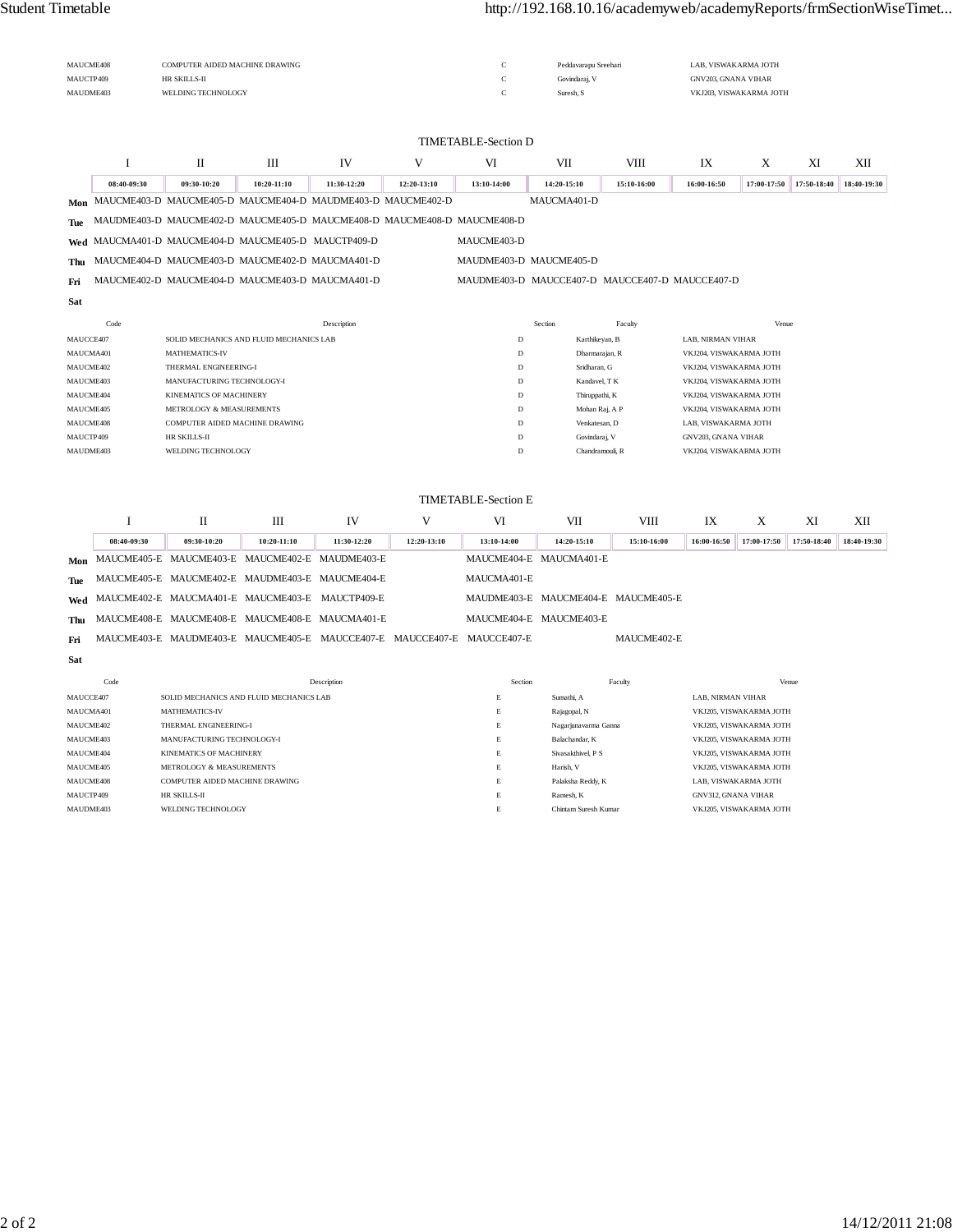| | | | | |
|---|---|---|---|---|
| MAUCME408 | COMPUTER AIDED MACHINE DRAWING | C | Peddavarapu Sreehari | LAB, VISWAKARMA JOTH |
| MAUCTP409 | HR SKILLS-II | C | Govindaraj, V | GNV203, GNANA VIHAR |
| MAUDME403 | WELDING TECHNOLOGY | C | Suresh, S | VKJ203, VISWAKARMA JOTH |

## TIMETABLE-Section D

| | I | II | III | IV | V | VI | VII | VIII | IX | X | XI | XII |
|---|---|---|---|---|---|---|---|---|---|---|---|---|
| | 08:40-09:30 | 09:30-10:20 | 10:20-11:10 | 11:30-12:20 | 12:20-13:10 | 13:10-14:00 | 14:20-15:10 | 15:10-16:00 | 16:00-16:50 | 17:00-17:50 | 17:50-18:40 | 18:40-19:30 |
| **Mon** | MAUCME403-D | MAUCME405-D | MAUCME404-D | MAUDME403-D | MAUCME402-D | | MAUCMA401-D | | | | | |
| **Tue** | MAUDME403-D | MAUCME402-D | MAUCME405-D | MAUCME408-D | MAUCME408-D | MAUCME408-D | | | | | | |
| **Wed** | MAUCMA401-D | MAUCME404-D | MAUCME405-D | MAUCTP409-D | | MAUCME403-D | | | | | | |
| **Thu** | MAUCME404-D | MAUCME403-D | MAUCME402-D | MAUCMA401-D | | MAUDME403-D | MAUCME405-D | | | | | |
| **Fri** | MAUCME402-D | MAUCME404-D | MAUCME403-D | MAUCMA401-D | | MAUDME403-D | MAUCCE407-D | MAUCCE407-D | MAUCCE407-D | | | |
| **Sat** | | | | | | | | | | | | |

| Code | Description | Section | Faculty | Venue |
|---|---|---|---|---|
| MAUCCE407 | SOLID MECHANICS AND FLUID MECHANICS LAB | D | Karthikeyan, B | LAB, NIRMAN VIHAR |
| MAUCMA401 | MATHEMATICS-IV | D | Dharmarajan, R | VKJ204, VISWAKARMA JOTH |
| MAUCME402 | THERMAL ENGINEERING-I | D | Sridharan, G | VKJ204, VISWAKARMA JOTH |
| MAUCME403 | MANUFACTURING TECHNOLOGY-I | D | Kandavel, T K | VKJ204, VISWAKARMA JOTH |
| MAUCME404 | KINEMATICS OF MACHINERY | D | Thiruppathi, K | VKJ204, VISWAKARMA JOTH |
| MAUCME405 | METROLOGY & MEASUREMENTS | D | Mohan Raj, A P | VKJ204, VISWAKARMA JOTH |
| MAUCME408 | COMPUTER AIDED MACHINE DRAWING | D | Venkatesan, D | LAB, VISWAKARMA JOTH |
| MAUCTP409 | HR SKILLS-II | D | Govindaraj, V | GNV203, GNANA VIHAR |
| MAUDME403 | WELDING TECHNOLOGY | D | Chandramouli, R | VKJ204, VISWAKARMA JOTH |

## TIMETABLE-Section E

| | I | II | III | IV | V | VI | VII | VIII | IX | X | XI | XII |
|---|---|---|---|---|---|---|---|---|---|---|---|---|
| | 08:40-09:30 | 09:30-10:20 | 10:20-11:10 | 11:30-12:20 | 12:20-13:10 | 13:10-14:00 | 14:20-15:10 | 15:10-16:00 | 16:00-16:50 | 17:00-17:50 | 17:50-18:40 | 18:40-19:30 |
| **Mon** | MAUCME405-E | MAUCME403-E | MAUCME402-E | MAUDME403-E | | MAUCME404-E | MAUCMA401-E | | | | | |
| **Tue** | MAUCME405-E | MAUCME402-E | MAUDME403-E | MAUCME404-E | | MAUCMA401-E | | | | | | |
| **Wed** | MAUCME402-E | MAUCMA401-E | MAUCME403-E | MAUCTP409-E | | MAUDME403-E | MAUCME404-E | MAUCME405-E | | | | |
| **Thu** | MAUCME408-E | MAUCME408-E | MAUCME408-E | MAUCMA401-E | | MAUCME404-E | MAUCME403-E | | | | | |
| **Fri** | MAUCME403-E | MAUDME403-E | MAUCME405-E | MAUCCE407-E | MAUCCE407-E | MAUCCE407-E | | MAUCME402-E | | | | |
| **Sat** | | | | | | | | | | | | |

| Code | Description | Section | Faculty | Venue |
|---|---|---|---|---|
| MAUCCE407 | SOLID MECHANICS AND FLUID MECHANICS LAB | E | Sumathi, A | LAB, NIRMAN VIHAR |
| MAUCMA401 | MATHEMATICS-IV | E | Rajagopal, N | VKJ205, VISWAKARMA JOTH |
| MAUCME402 | THERMAL ENGINEERING-I | E | Nagarjunavarma Ganna | VKJ205, VISWAKARMA JOTH |
| MAUCME403 | MANUFACTURING TECHNOLOGY-I | E | Balachandar, K | VKJ205, VISWAKARMA JOTH |
| MAUCME404 | KINEMATICS OF MACHINERY | E | Sivasakthivel, P S | VKJ205, VISWAKARMA JOTH |
| MAUCME405 | METROLOGY & MEASUREMENTS | E | Harish, V | VKJ205, VISWAKARMA JOTH |
| MAUCME408 | COMPUTER AIDED MACHINE DRAWING | E | Palaksha Reddy, K | LAB, VISWAKARMA JOTH |
| MAUCTP409 | HR SKILLS-II | E | Ramesh, K | GNV312, GNANA VIHAR |
| MAUDME403 | WELDING TECHNOLOGY | E | Chintam Suresh Kumar | VKJ205, VISWAKARMA JOTH |